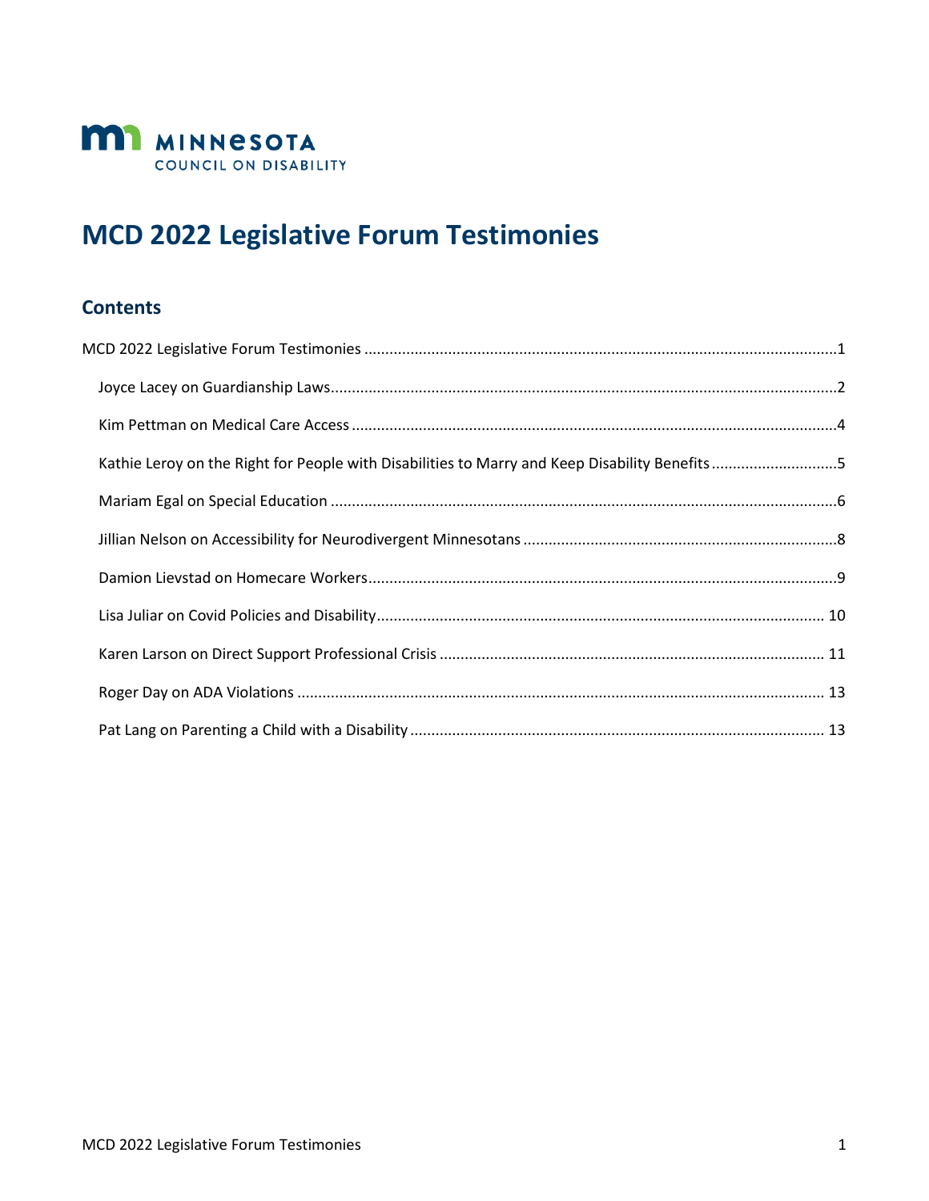MINNESOTA COUNCIL ON DISABILITY

# MCD 2022 Legislative Forum Testimonies

## Contents

MCD 2022 Legislative Forum Testimonies ....... 1

- Joyce Lacey on Guardianship Laws ....... 2
- Kim Pettman on Medical Care Access ....... 4
- Kathie Leroy on the Right for People with Disabilities to Marry and Keep Disability Benefits ....... 5
- Mariam Egal on Special Education ....... 6
- Jillian Nelson on Accessibility for Neurodivergent Minnesotans ....... 8
- Damion Lievstad on Homecare Workers ....... 9
- Lisa Juliar on Covid Policies and Disability ....... 10
- Karen Larson on Direct Support Professional Crisis ....... 11
- Roger Day on ADA Violations ....... 13
- Pat Lang on Parenting a Child with a Disability ....... 13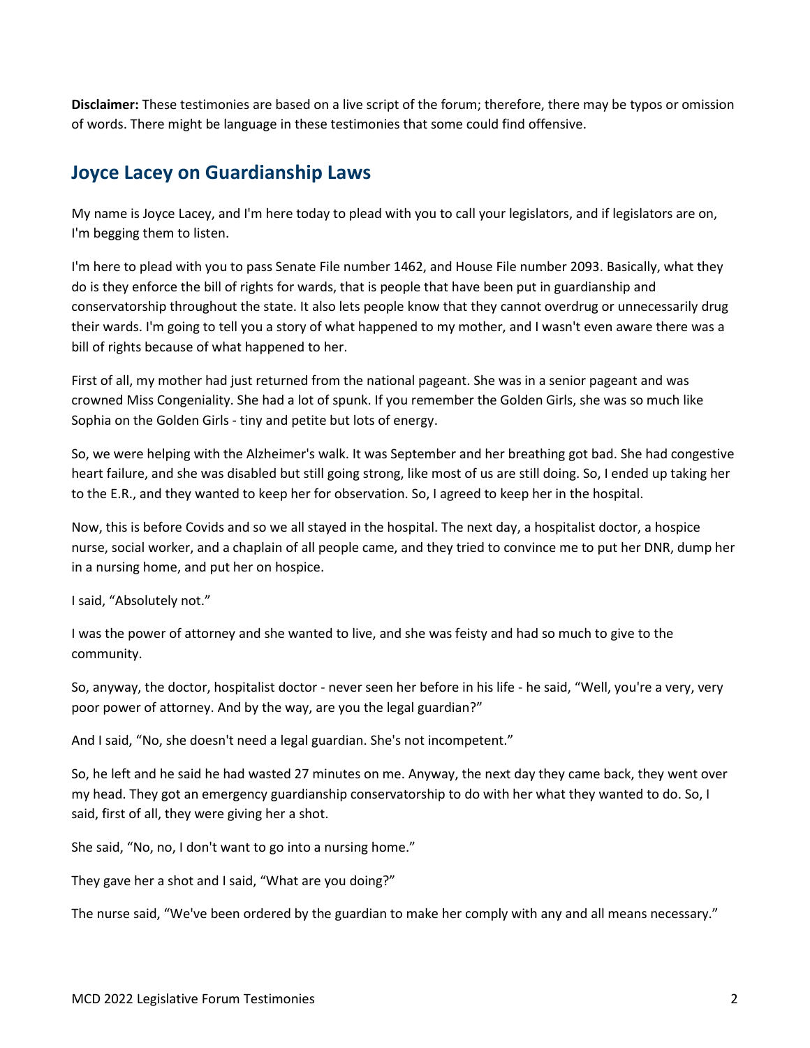**Disclaimer:** These testimonies are based on a live script of the forum; therefore, there may be typos or omission of words. There might be language in these testimonies that some could find offensive.

## Joyce Lacey on Guardianship Laws

My name is Joyce Lacey, and I'm here today to plead with you to call your legislators, and if legislators are on, I'm begging them to listen.

I'm here to plead with you to pass Senate File number 1462, and House File number 2093. Basically, what they do is they enforce the bill of rights for wards, that is people that have been put in guardianship and conservatorship throughout the state. It also lets people know that they cannot overdrug or unnecessarily drug their wards. I'm going to tell you a story of what happened to my mother, and I wasn't even aware there was a bill of rights because of what happened to her.

First of all, my mother had just returned from the national pageant. She was in a senior pageant and was crowned Miss Congeniality. She had a lot of spunk. If you remember the Golden Girls, she was so much like Sophia on the Golden Girls - tiny and petite but lots of energy.

So, we were helping with the Alzheimer's walk. It was September and her breathing got bad. She had congestive heart failure, and she was disabled but still going strong, like most of us are still doing. So, I ended up taking her to the E.R., and they wanted to keep her for observation. So, I agreed to keep her in the hospital.

Now, this is before Covids and so we all stayed in the hospital. The next day, a hospitalist doctor, a hospice nurse, social worker, and a chaplain of all people came, and they tried to convince me to put her DNR, dump her in a nursing home, and put her on hospice.

I said, "Absolutely not."

I was the power of attorney and she wanted to live, and she was feisty and had so much to give to the community.

So, anyway, the doctor, hospitalist doctor - never seen her before in his life - he said, "Well, you're a very, very poor power of attorney. And by the way, are you the legal guardian?"

And I said, "No, she doesn't need a legal guardian. She's not incompetent."

So, he left and he said he had wasted 27 minutes on me. Anyway, the next day they came back, they went over my head. They got an emergency guardianship conservatorship to do with her what they wanted to do. So, I said, first of all, they were giving her a shot.

She said, "No, no, I don't want to go into a nursing home."

They gave her a shot and I said, "What are you doing?"

The nurse said, "We've been ordered by the guardian to make her comply with any and all means necessary."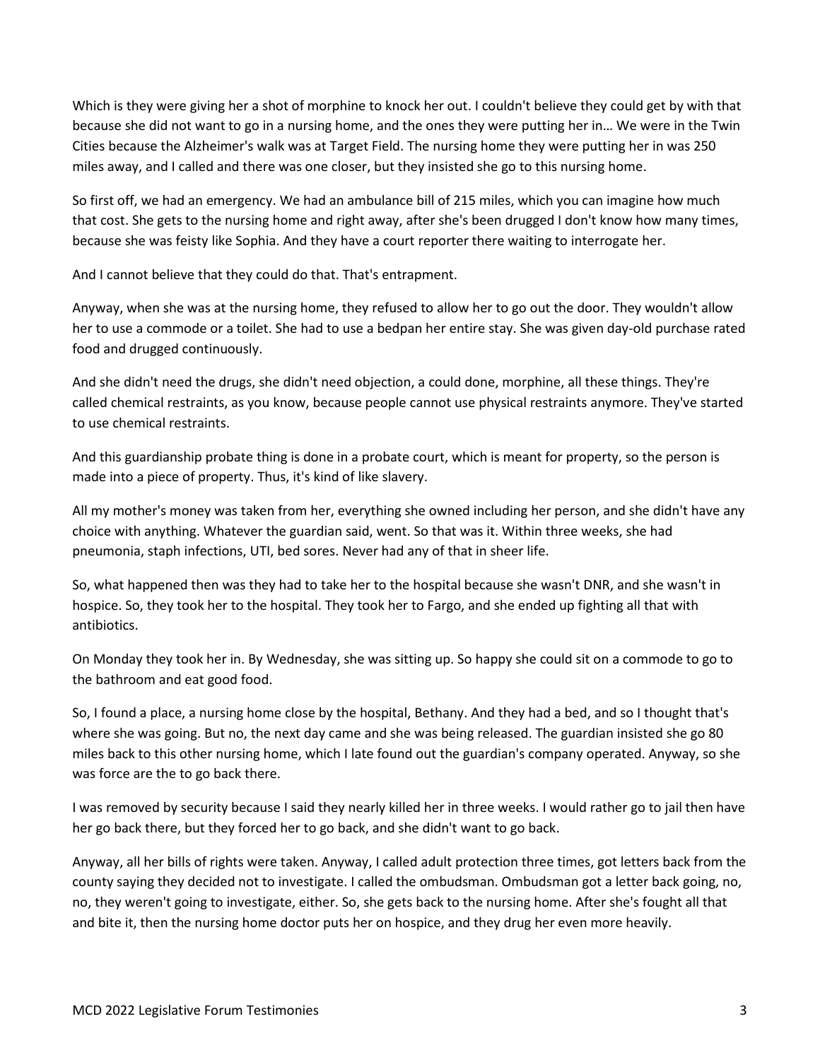Which is they were giving her a shot of morphine to knock her out. I couldn't believe they could get by with that because she did not want to go in a nursing home, and the ones they were putting her in… We were in the Twin Cities because the Alzheimer's walk was at Target Field. The nursing home they were putting her in was 250 miles away, and I called and there was one closer, but they insisted she go to this nursing home.

So first off, we had an emergency. We had an ambulance bill of 215 miles, which you can imagine how much that cost. She gets to the nursing home and right away, after she's been drugged I don't know how many times, because she was feisty like Sophia. And they have a court reporter there waiting to interrogate her.

And I cannot believe that they could do that. That's entrapment.

Anyway, when she was at the nursing home, they refused to allow her to go out the door. They wouldn't allow her to use a commode or a toilet. She had to use a bedpan her entire stay. She was given day-old purchase rated food and drugged continuously.

And she didn't need the drugs, she didn't need objection, a could done, morphine, all these things. They're called chemical restraints, as you know, because people cannot use physical restraints anymore. They've started to use chemical restraints.

And this guardianship probate thing is done in a probate court, which is meant for property, so the person is made into a piece of property. Thus, it's kind of like slavery.

All my mother's money was taken from her, everything she owned including her person, and she didn't have any choice with anything. Whatever the guardian said, went. So that was it. Within three weeks, she had pneumonia, staph infections, UTI, bed sores. Never had any of that in sheer life.

So, what happened then was they had to take her to the hospital because she wasn't DNR, and she wasn't in hospice. So, they took her to the hospital. They took her to Fargo, and she ended up fighting all that with antibiotics.

On Monday they took her in. By Wednesday, she was sitting up. So happy she could sit on a commode to go to the bathroom and eat good food.

So, I found a place, a nursing home close by the hospital, Bethany. And they had a bed, and so I thought that's where she was going. But no, the next day came and she was being released. The guardian insisted she go 80 miles back to this other nursing home, which I late found out the guardian's company operated. Anyway, so she was force are the to go back there.

I was removed by security because I said they nearly killed her in three weeks. I would rather go to jail then have her go back there, but they forced her to go back, and she didn't want to go back.

Anyway, all her bills of rights were taken. Anyway, I called adult protection three times, got letters back from the county saying they decided not to investigate. I called the ombudsman. Ombudsman got a letter back going, no, no, they weren't going to investigate, either. So, she gets back to the nursing home. After she's fought all that and bite it, then the nursing home doctor puts her on hospice, and they drug her even more heavily.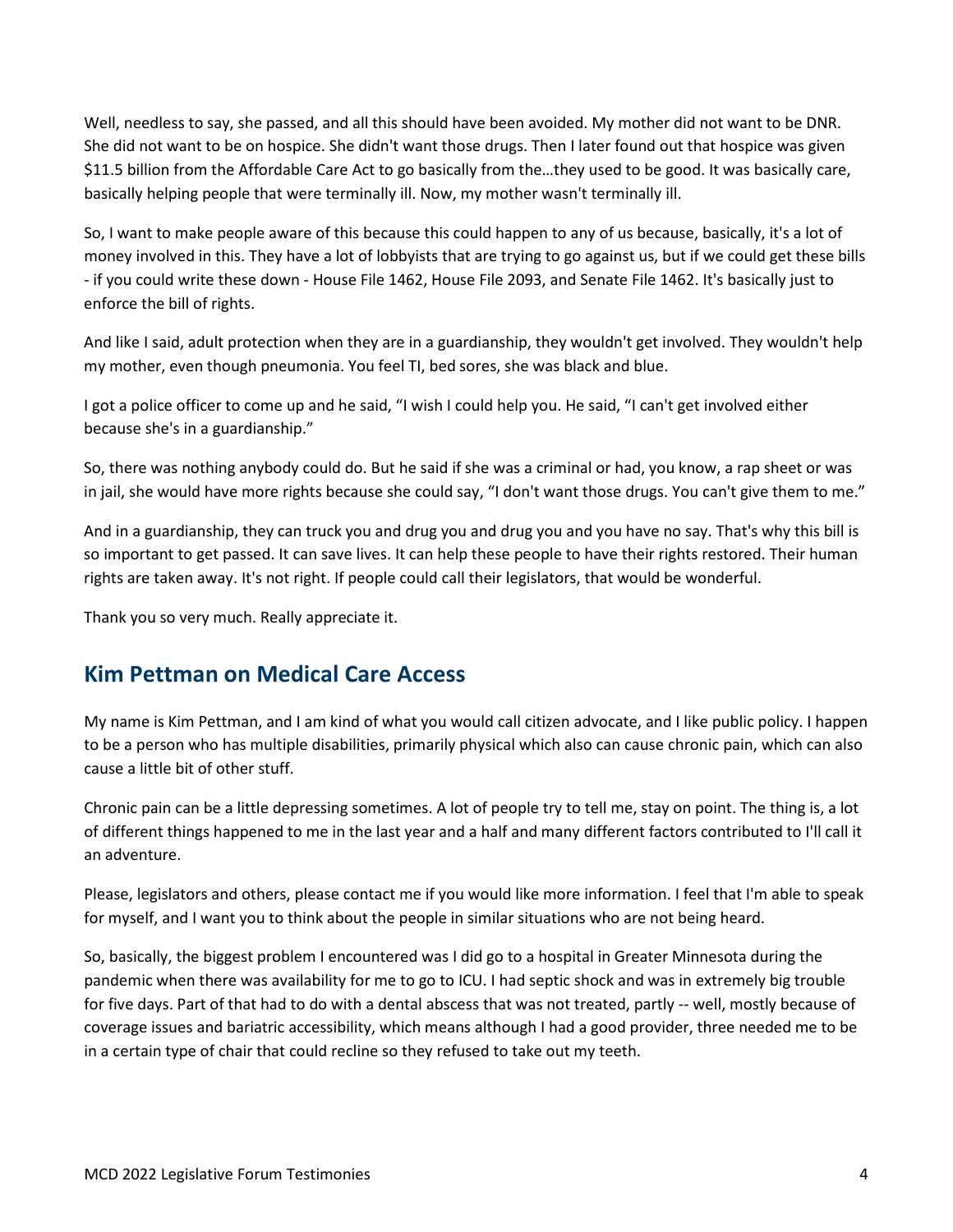Well, needless to say, she passed, and all this should have been avoided. My mother did not want to be DNR. She did not want to be on hospice. She didn't want those drugs. Then I later found out that hospice was given $11.5 billion from the Affordable Care Act to go basically from the…they used to be good. It was basically care, basically helping people that were terminally ill. Now, my mother wasn't terminally ill.

So, I want to make people aware of this because this could happen to any of us because, basically, it's a lot of money involved in this. They have a lot of lobbyists that are trying to go against us, but if we could get these bills - if you could write these down - House File 1462, House File 2093, and Senate File 1462. It's basically just to enforce the bill of rights.

And like I said, adult protection when they are in a guardianship, they wouldn't get involved. They wouldn't help my mother, even though pneumonia. You feel TI, bed sores, she was black and blue.

I got a police officer to come up and he said, "I wish I could help you. He said, "I can't get involved either because she's in a guardianship."

So, there was nothing anybody could do. But he said if she was a criminal or had, you know, a rap sheet or was in jail, she would have more rights because she could say, "I don't want those drugs. You can't give them to me."

And in a guardianship, they can truck you and drug you and drug you and you have no say. That's why this bill is so important to get passed. It can save lives. It can help these people to have their rights restored. Their human rights are taken away. It's not right. If people could call their legislators, that would be wonderful.

Thank you so very much. Really appreciate it.

## Kim Pettman on Medical Care Access

My name is Kim Pettman, and I am kind of what you would call citizen advocate, and I like public policy. I happen to be a person who has multiple disabilities, primarily physical which also can cause chronic pain, which can also cause a little bit of other stuff.

Chronic pain can be a little depressing sometimes. A lot of people try to tell me, stay on point. The thing is, a lot of different things happened to me in the last year and a half and many different factors contributed to I'll call it an adventure.

Please, legislators and others, please contact me if you would like more information. I feel that I'm able to speak for myself, and I want you to think about the people in similar situations who are not being heard.

So, basically, the biggest problem I encountered was I did go to a hospital in Greater Minnesota during the pandemic when there was availability for me to go to ICU. I had septic shock and was in extremely big trouble for five days. Part of that had to do with a dental abscess that was not treated, partly -- well, mostly because of coverage issues and bariatric accessibility, which means although I had a good provider, three needed me to be in a certain type of chair that could recline so they refused to take out my teeth.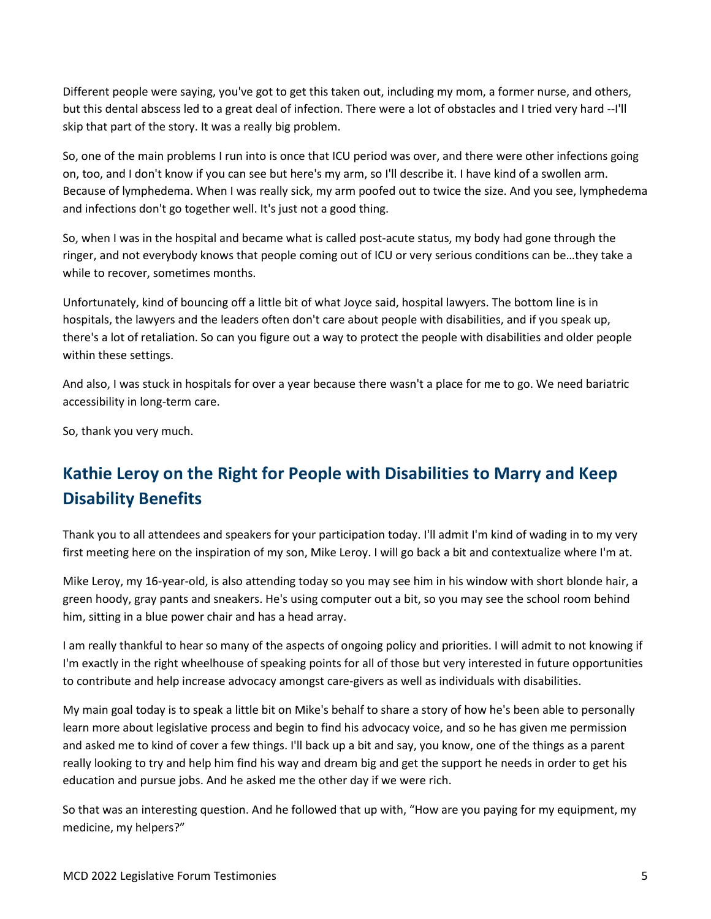Different people were saying, you've got to get this taken out, including my mom, a former nurse, and others, but this dental abscess led to a great deal of infection. There were a lot of obstacles and I tried very hard --I'll skip that part of the story. It was a really big problem.

So, one of the main problems I run into is once that ICU period was over, and there were other infections going on, too, and I don't know if you can see but here's my arm, so I'll describe it. I have kind of a swollen arm. Because of lymphedema. When I was really sick, my arm poofed out to twice the size. And you see, lymphedema and infections don't go together well. It's just not a good thing.

So, when I was in the hospital and became what is called post-acute status, my body had gone through the ringer, and not everybody knows that people coming out of ICU or very serious conditions can be…they take a while to recover, sometimes months.

Unfortunately, kind of bouncing off a little bit of what Joyce said, hospital lawyers. The bottom line is in hospitals, the lawyers and the leaders often don't care about people with disabilities, and if you speak up, there's a lot of retaliation. So can you figure out a way to protect the people with disabilities and older people within these settings.

And also, I was stuck in hospitals for over a year because there wasn't a place for me to go. We need bariatric accessibility in long-term care.

So, thank you very much.

## Kathie Leroy on the Right for People with Disabilities to Marry and Keep Disability Benefits

Thank you to all attendees and speakers for your participation today. I'll admit I'm kind of wading in to my very first meeting here on the inspiration of my son, Mike Leroy. I will go back a bit and contextualize where I'm at.

Mike Leroy, my 16-year-old, is also attending today so you may see him in his window with short blonde hair, a green hoody, gray pants and sneakers. He's using computer out a bit, so you may see the school room behind him, sitting in a blue power chair and has a head array.

I am really thankful to hear so many of the aspects of ongoing policy and priorities. I will admit to not knowing if I'm exactly in the right wheelhouse of speaking points for all of those but very interested in future opportunities to contribute and help increase advocacy amongst care-givers as well as individuals with disabilities.

My main goal today is to speak a little bit on Mike's behalf to share a story of how he's been able to personally learn more about legislative process and begin to find his advocacy voice, and so he has given me permission and asked me to kind of cover a few things. I'll back up a bit and say, you know, one of the things as a parent really looking to try and help him find his way and dream big and get the support he needs in order to get his education and pursue jobs. And he asked me the other day if we were rich.

So that was an interesting question. And he followed that up with, "How are you paying for my equipment, my medicine, my helpers?"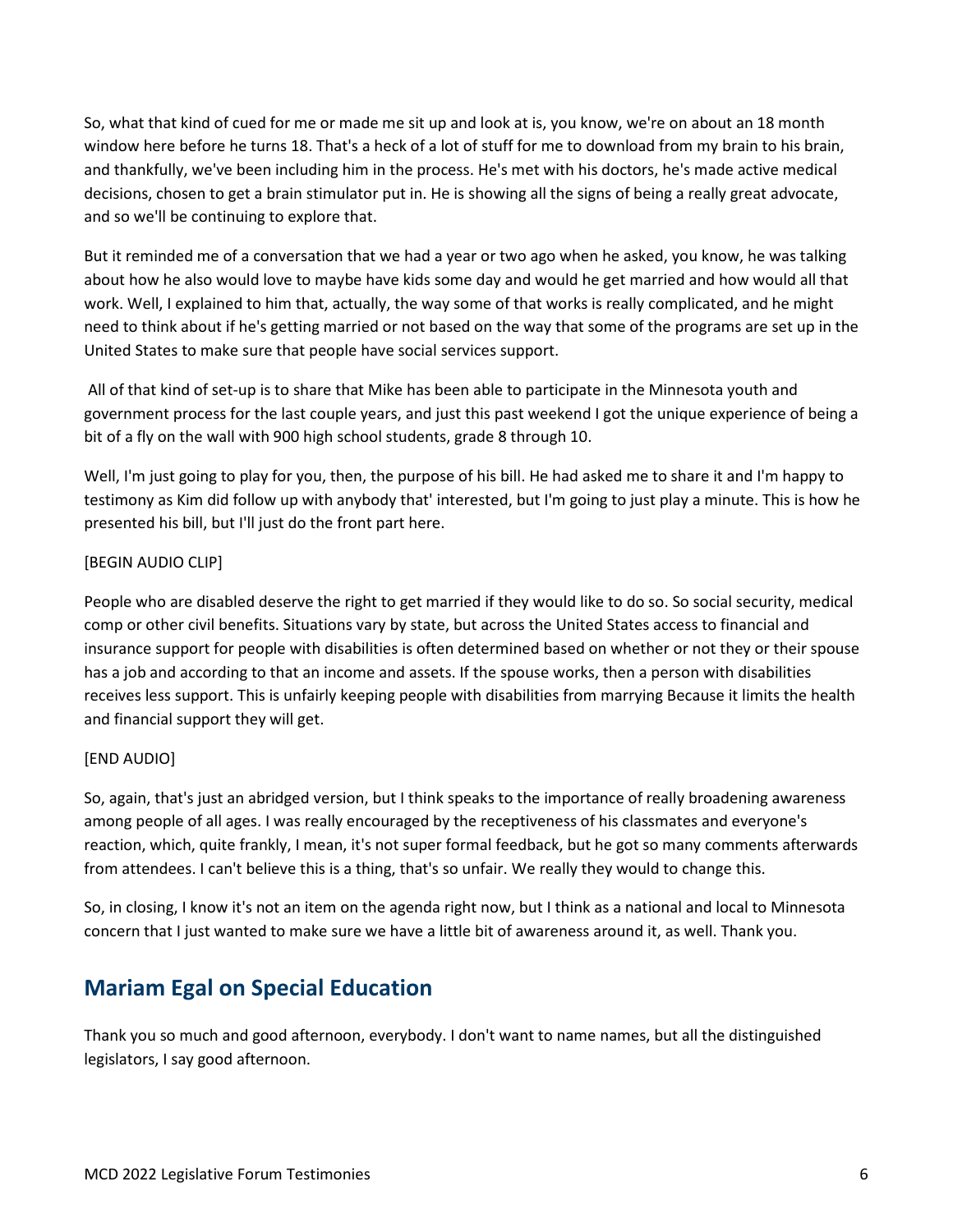So, what that kind of cued for me or made me sit up and look at is, you know, we're on about an 18 month window here before he turns 18. That's a heck of a lot of stuff for me to download from my brain to his brain, and thankfully, we've been including him in the process. He's met with his doctors, he's made active medical decisions, chosen to get a brain stimulator put in. He is showing all the signs of being a really great advocate, and so we'll be continuing to explore that.

But it reminded me of a conversation that we had a year or two ago when he asked, you know, he was talking about how he also would love to maybe have kids some day and would he get married and how would all that work. Well, I explained to him that, actually, the way some of that works is really complicated, and he might need to think about if he's getting married or not based on the way that some of the programs are set up in the United States to make sure that people have social services support.

All of that kind of set-up is to share that Mike has been able to participate in the Minnesota youth and government process for the last couple years, and just this past weekend I got the unique experience of being a bit of a fly on the wall with 900 high school students, grade 8 through 10.

Well, I'm just going to play for you, then, the purpose of his bill. He had asked me to share it and I'm happy to testimony as Kim did follow up with anybody that' interested, but I'm going to just play a minute. This is how he presented his bill, but I'll just do the front part here.

[BEGIN AUDIO CLIP]

People who are disabled deserve the right to get married if they would like to do so. So social security, medical comp or other civil benefits. Situations vary by state, but across the United States access to financial and insurance support for people with disabilities is often determined based on whether or not they or their spouse has a job and according to that an income and assets. If the spouse works, then a person with disabilities receives less support. This is unfairly keeping people with disabilities from marrying Because it limits the health and financial support they will get.

[END AUDIO]

So, again, that's just an abridged version, but I think speaks to the importance of really broadening awareness among people of all ages. I was really encouraged by the receptiveness of his classmates and everyone's reaction, which, quite frankly, I mean, it's not super formal feedback, but he got so many comments afterwards from attendees. I can't believe this is a thing, that's so unfair. We really they would to change this.

So, in closing, I know it's not an item on the agenda right now, but I think as a national and local to Minnesota concern that I just wanted to make sure we have a little bit of awareness around it, as well. Thank you.

## Mariam Egal on Special Education

Thank you so much and good afternoon, everybody. I don't want to name names, but all the distinguished legislators, I say good afternoon.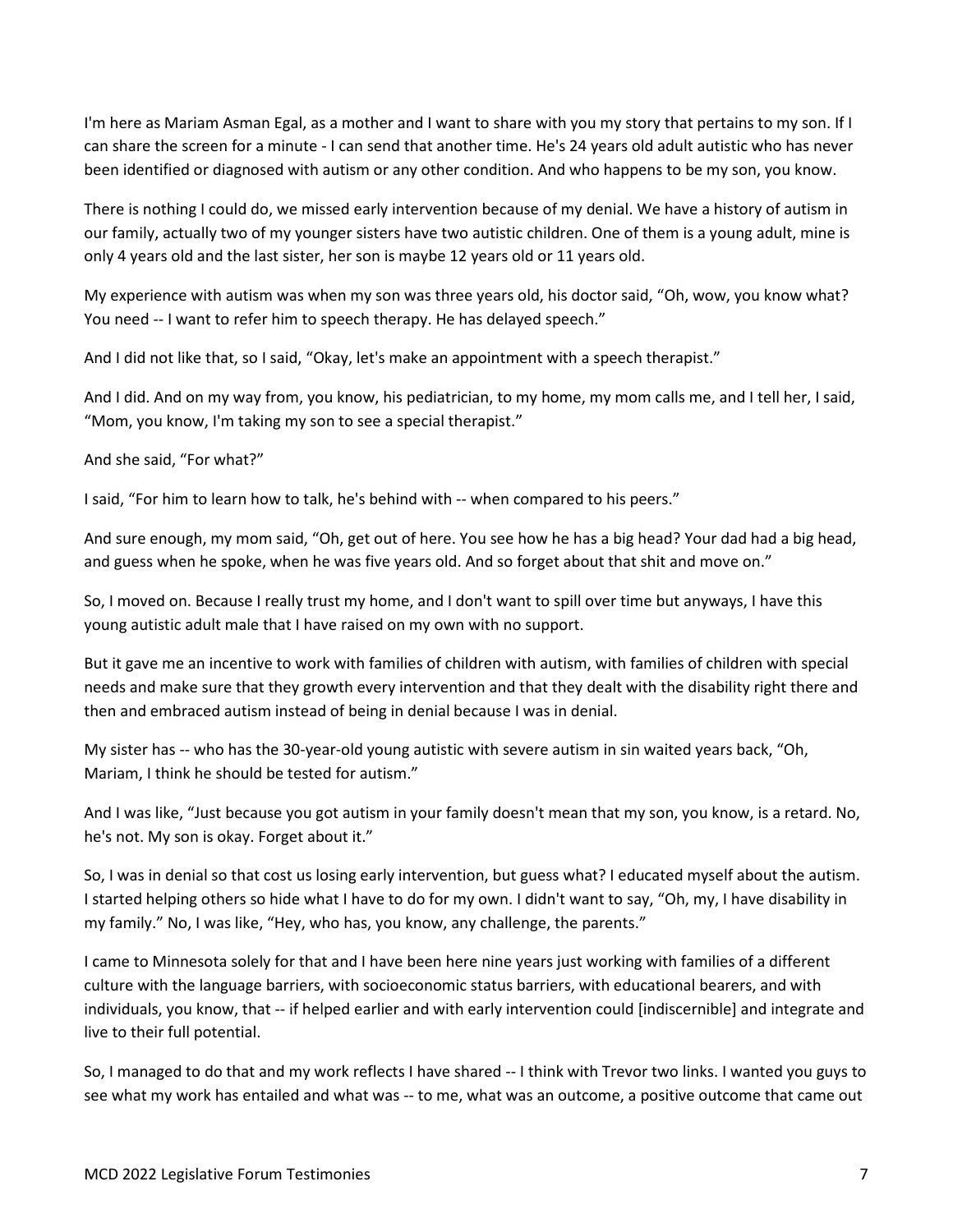I'm here as Mariam Asman Egal, as a mother and I want to share with you my story that pertains to my son. If I can share the screen for a minute - I can send that another time. He's 24 years old adult autistic who has never been identified or diagnosed with autism or any other condition. And who happens to be my son, you know.

There is nothing I could do, we missed early intervention because of my denial. We have a history of autism in our family, actually two of my younger sisters have two autistic children. One of them is a young adult, mine is only 4 years old and the last sister, her son is maybe 12 years old or 11 years old.

My experience with autism was when my son was three years old, his doctor said, "Oh, wow, you know what? You need -- I want to refer him to speech therapy. He has delayed speech."

And I did not like that, so I said, "Okay, let's make an appointment with a speech therapist."

And I did. And on my way from, you know, his pediatrician, to my home, my mom calls me, and I tell her, I said, "Mom, you know, I'm taking my son to see a special therapist."

And she said, "For what?"

I said, "For him to learn how to talk, he's behind with -- when compared to his peers."

And sure enough, my mom said, "Oh, get out of here. You see how he has a big head? Your dad had a big head, and guess when he spoke, when he was five years old. And so forget about that shit and move on."

So, I moved on. Because I really trust my home, and I don't want to spill over time but anyways, I have this young autistic adult male that I have raised on my own with no support.

But it gave me an incentive to work with families of children with autism, with families of children with special needs and make sure that they growth every intervention and that they dealt with the disability right there and then and embraced autism instead of being in denial because I was in denial.

My sister has -- who has the 30-year-old young autistic with severe autism in sin waited years back, "Oh, Mariam, I think he should be tested for autism."

And I was like, "Just because you got autism in your family doesn't mean that my son, you know, is a retard. No, he's not. My son is okay. Forget about it."

So, I was in denial so that cost us losing early intervention, but guess what? I educated myself about the autism. I started helping others so hide what I have to do for my own. I didn't want to say, "Oh, my, I have disability in my family." No, I was like, "Hey, who has, you know, any challenge, the parents."

I came to Minnesota solely for that and I have been here nine years just working with families of a different culture with the language barriers, with socioeconomic status barriers, with educational bearers, and with individuals, you know, that -- if helped earlier and with early intervention could [indiscernible] and integrate and live to their full potential.

So, I managed to do that and my work reflects I have shared -- I think with Trevor two links. I wanted you guys to see what my work has entailed and what was -- to me, what was an outcome, a positive outcome that came out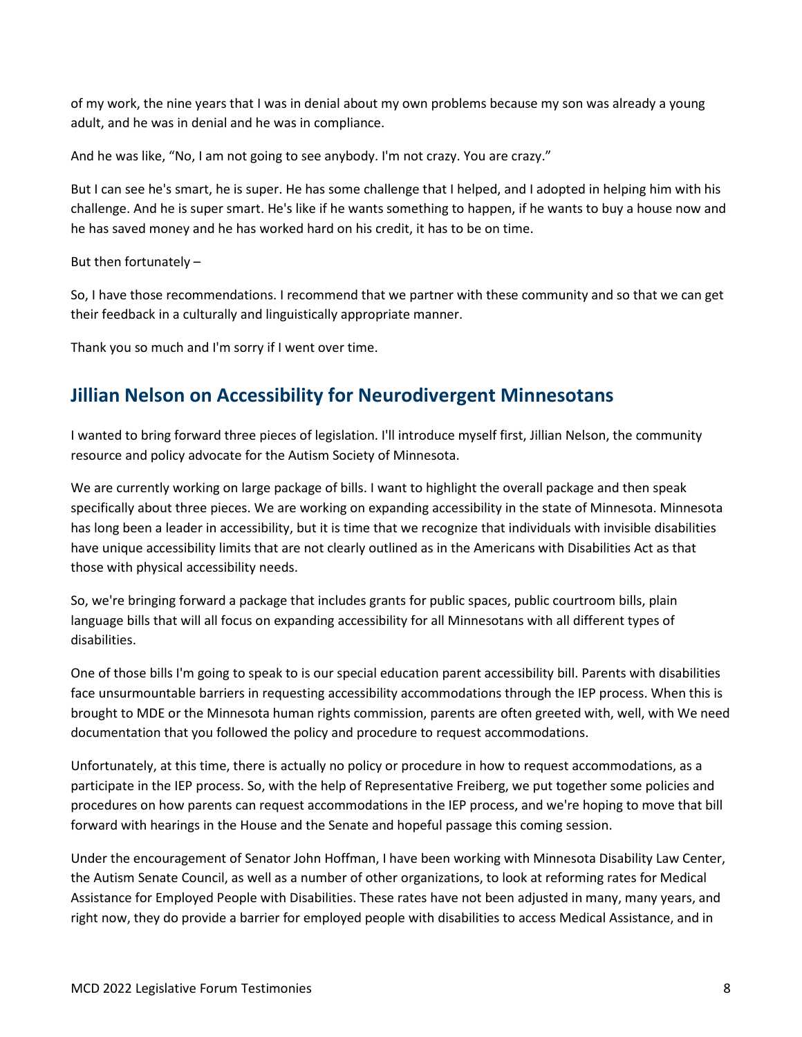of my work, the nine years that I was in denial about my own problems because my son was already a young adult, and he was in denial and he was in compliance.

And he was like, "No, I am not going to see anybody. I'm not crazy. You are crazy."

But I can see he's smart, he is super. He has some challenge that I helped, and I adopted in helping him with his challenge. And he is super smart. He's like if he wants something to happen, if he wants to buy a house now and he has saved money and he has worked hard on his credit, it has to be on time.

But then fortunately –

So, I have those recommendations. I recommend that we partner with these community and so that we can get their feedback in a culturally and linguistically appropriate manner.

Thank you so much and I'm sorry if I went over time.

## Jillian Nelson on Accessibility for Neurodivergent Minnesotans

I wanted to bring forward three pieces of legislation. I'll introduce myself first, Jillian Nelson, the community resource and policy advocate for the Autism Society of Minnesota.

We are currently working on large package of bills. I want to highlight the overall package and then speak specifically about three pieces. We are working on expanding accessibility in the state of Minnesota. Minnesota has long been a leader in accessibility, but it is time that we recognize that individuals with invisible disabilities have unique accessibility limits that are not clearly outlined as in the Americans with Disabilities Act as that those with physical accessibility needs.

So, we're bringing forward a package that includes grants for public spaces, public courtroom bills, plain language bills that will all focus on expanding accessibility for all Minnesotans with all different types of disabilities.

One of those bills I'm going to speak to is our special education parent accessibility bill. Parents with disabilities face unsurmountable barriers in requesting accessibility accommodations through the IEP process. When this is brought to MDE or the Minnesota human rights commission, parents are often greeted with, well, with We need documentation that you followed the policy and procedure to request accommodations.

Unfortunately, at this time, there is actually no policy or procedure in how to request accommodations, as a participate in the IEP process. So, with the help of Representative Freiberg, we put together some policies and procedures on how parents can request accommodations in the IEP process, and we're hoping to move that bill forward with hearings in the House and the Senate and hopeful passage this coming session.

Under the encouragement of Senator John Hoffman, I have been working with Minnesota Disability Law Center, the Autism Senate Council, as well as a number of other organizations, to look at reforming rates for Medical Assistance for Employed People with Disabilities. These rates have not been adjusted in many, many years, and right now, they do provide a barrier for employed people with disabilities to access Medical Assistance, and in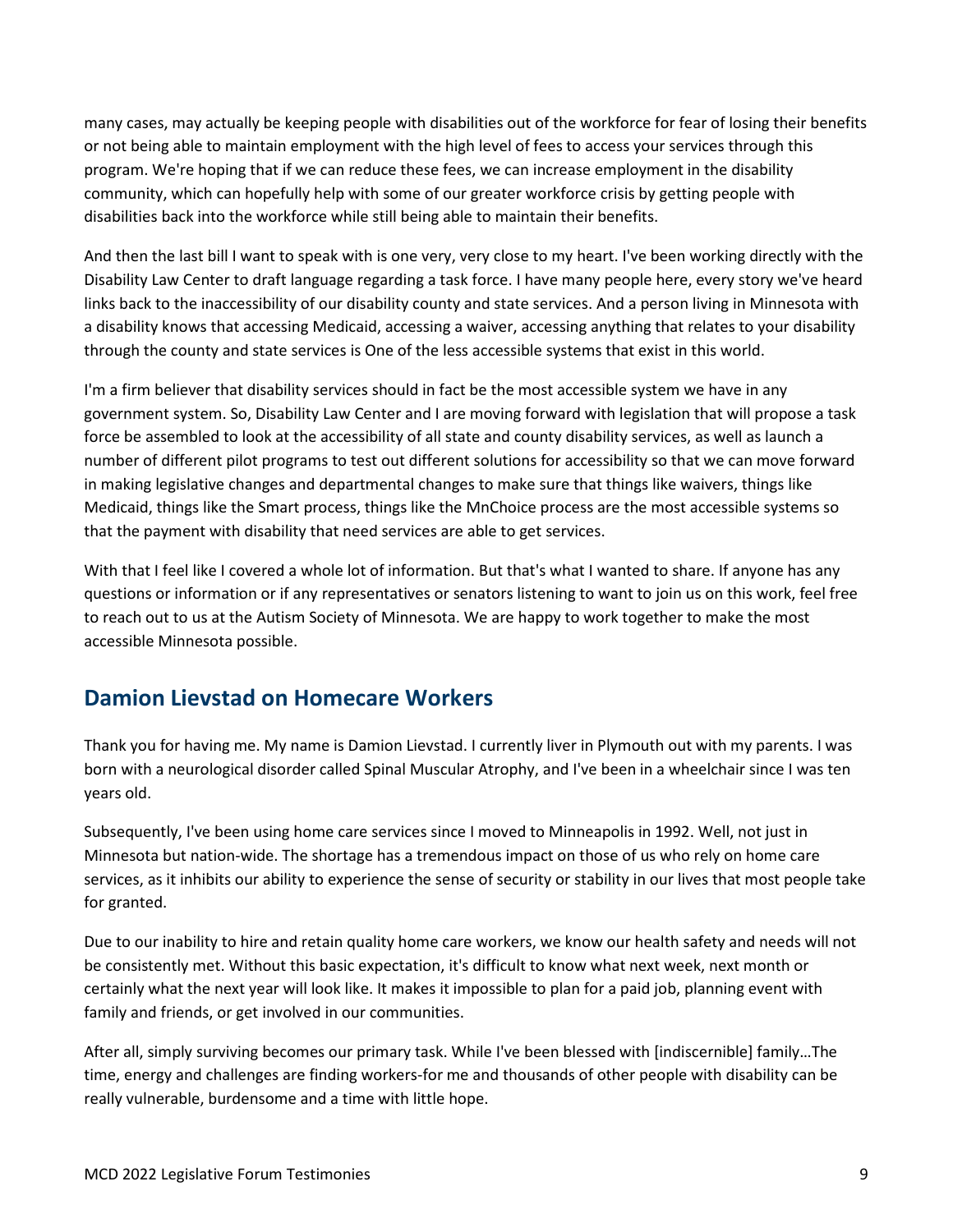many cases, may actually be keeping people with disabilities out of the workforce for fear of losing their benefits or not being able to maintain employment with the high level of fees to access your services through this program. We're hoping that if we can reduce these fees, we can increase employment in the disability community, which can hopefully help with some of our greater workforce crisis by getting people with disabilities back into the workforce while still being able to maintain their benefits.

And then the last bill I want to speak with is one very, very close to my heart. I've been working directly with the Disability Law Center to draft language regarding a task force. I have many people here, every story we've heard links back to the inaccessibility of our disability county and state services. And a person living in Minnesota with a disability knows that accessing Medicaid, accessing a waiver, accessing anything that relates to your disability through the county and state services is One of the less accessible systems that exist in this world.

I'm a firm believer that disability services should in fact be the most accessible system we have in any government system. So, Disability Law Center and I are moving forward with legislation that will propose a task force be assembled to look at the accessibility of all state and county disability services, as well as launch a number of different pilot programs to test out different solutions for accessibility so that we can move forward in making legislative changes and departmental changes to make sure that things like waivers, things like Medicaid, things like the Smart process, things like the MnChoice process are the most accessible systems so that the payment with disability that need services are able to get services.

With that I feel like I covered a whole lot of information. But that's what I wanted to share. If anyone has any questions or information or if any representatives or senators listening to want to join us on this work, feel free to reach out to us at the Autism Society of Minnesota. We are happy to work together to make the most accessible Minnesota possible.

## Damion Lievstad on Homecare Workers

Thank you for having me. My name is Damion Lievstad. I currently liver in Plymouth out with my parents. I was born with a neurological disorder called Spinal Muscular Atrophy, and I've been in a wheelchair since I was ten years old.

Subsequently, I've been using home care services since I moved to Minneapolis in 1992. Well, not just in Minnesota but nation-wide. The shortage has a tremendous impact on those of us who rely on home care services, as it inhibits our ability to experience the sense of security or stability in our lives that most people take for granted.

Due to our inability to hire and retain quality home care workers, we know our health safety and needs will not be consistently met. Without this basic expectation, it's difficult to know what next week, next month or certainly what the next year will look like. It makes it impossible to plan for a paid job, planning event with family and friends, or get involved in our communities.

After all, simply surviving becomes our primary task. While I've been blessed with [indiscernible] family…The time, energy and challenges are finding workers-for me and thousands of other people with disability can be really vulnerable, burdensome and a time with little hope.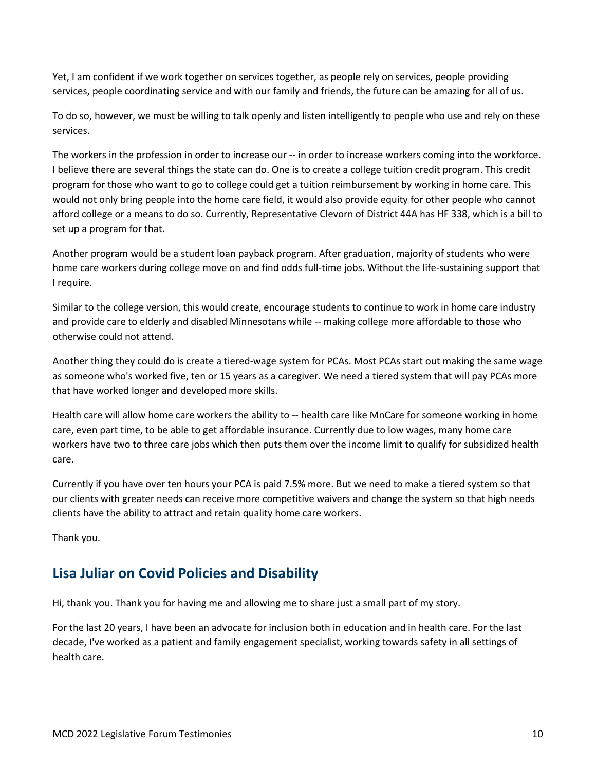Yet, I am confident if we work together on services together, as people rely on services, people providing services, people coordinating service and with our family and friends, the future can be amazing for all of us.

To do so, however, we must be willing to talk openly and listen intelligently to people who use and rely on these services.

The workers in the profession in order to increase our -- in order to increase workers coming into the workforce. I believe there are several things the state can do. One is to create a college tuition credit program. This credit program for those who want to go to college could get a tuition reimbursement by working in home care. This would not only bring people into the home care field, it would also provide equity for other people who cannot afford college or a means to do so. Currently, Representative Clevorn of District 44A has HF 338, which is a bill to set up a program for that.

Another program would be a student loan payback program. After graduation, majority of students who were home care workers during college move on and find odds full-time jobs. Without the life-sustaining support that I require.

Similar to the college version, this would create, encourage students to continue to work in home care industry and provide care to elderly and disabled Minnesotans while -- making college more affordable to those who otherwise could not attend.

Another thing they could do is create a tiered-wage system for PCAs. Most PCAs start out making the same wage as someone who's worked five, ten or 15 years as a caregiver. We need a tiered system that will pay PCAs more that have worked longer and developed more skills.

Health care will allow home care workers the ability to -- health care like MnCare for someone working in home care, even part time, to be able to get affordable insurance. Currently due to low wages, many home care workers have two to three care jobs which then puts them over the income limit to qualify for subsidized health care.

Currently if you have over ten hours your PCA is paid 7.5% more. But we need to make a tiered system so that our clients with greater needs can receive more competitive waivers and change the system so that high needs clients have the ability to attract and retain quality home care workers.

Thank you.

## Lisa Juliar on Covid Policies and Disability

Hi, thank you. Thank you for having me and allowing me to share just a small part of my story.

For the last 20 years, I have been an advocate for inclusion both in education and in health care. For the last decade, I've worked as a patient and family engagement specialist, working towards safety in all settings of health care.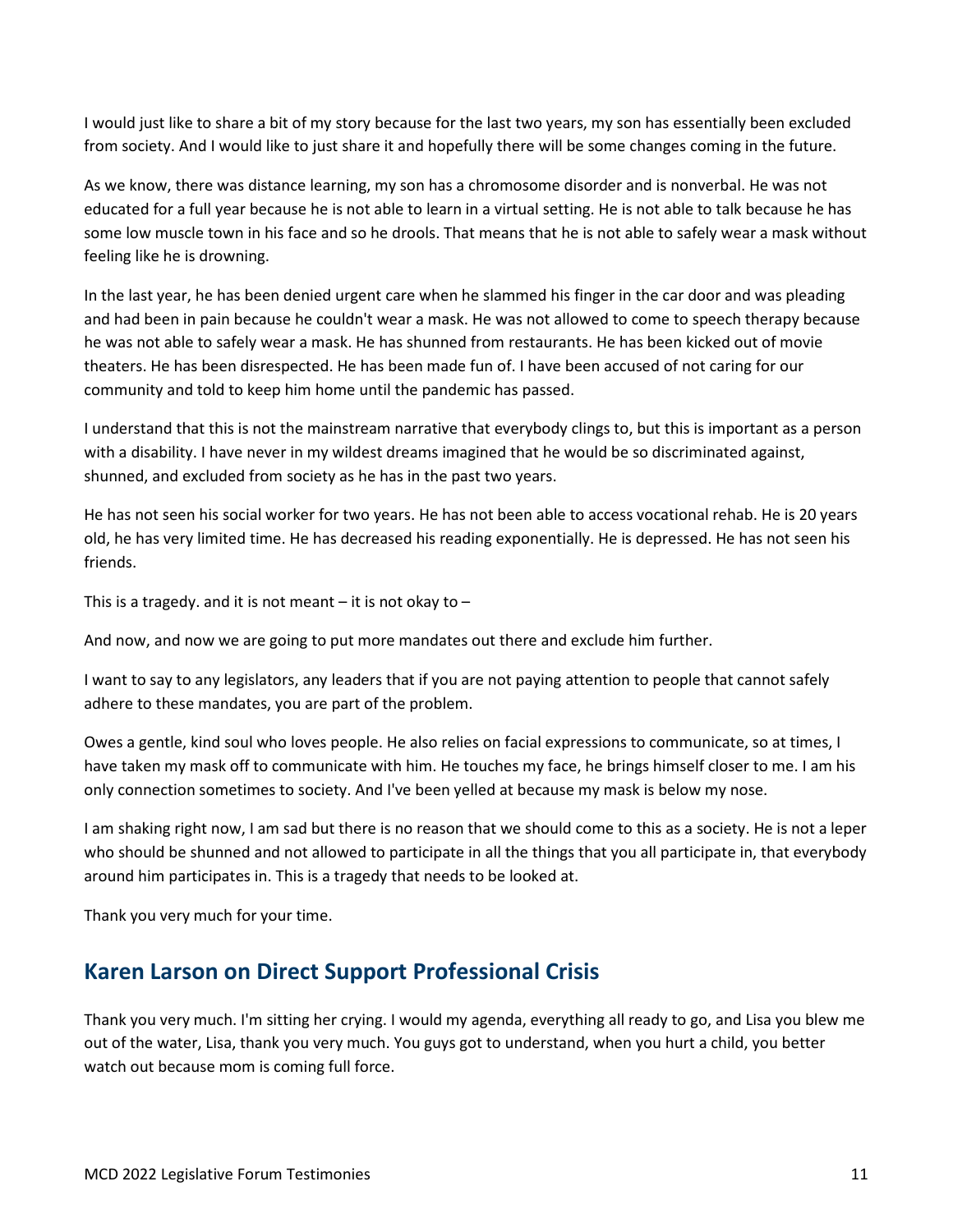I would just like to share a bit of my story because for the last two years, my son has essentially been excluded from society. And I would like to just share it and hopefully there will be some changes coming in the future.

As we know, there was distance learning, my son has a chromosome disorder and is nonverbal. He was not educated for a full year because he is not able to learn in a virtual setting. He is not able to talk because he has some low muscle town in his face and so he drools. That means that he is not able to safely wear a mask without feeling like he is drowning.

In the last year, he has been denied urgent care when he slammed his finger in the car door and was pleading and had been in pain because he couldn't wear a mask. He was not allowed to come to speech therapy because he was not able to safely wear a mask. He has shunned from restaurants. He has been kicked out of movie theaters. He has been disrespected. He has been made fun of. I have been accused of not caring for our community and told to keep him home until the pandemic has passed.

I understand that this is not the mainstream narrative that everybody clings to, but this is important as a person with a disability. I have never in my wildest dreams imagined that he would be so discriminated against, shunned, and excluded from society as he has in the past two years.

He has not seen his social worker for two years. He has not been able to access vocational rehab. He is 20 years old, he has very limited time. He has decreased his reading exponentially. He is depressed. He has not seen his friends.

This is a tragedy. and it is not meant – it is not okay to –

And now, and now we are going to put more mandates out there and exclude him further.

I want to say to any legislators, any leaders that if you are not paying attention to people that cannot safely adhere to these mandates, you are part of the problem.

Owes a gentle, kind soul who loves people. He also relies on facial expressions to communicate, so at times, I have taken my mask off to communicate with him. He touches my face, he brings himself closer to me. I am his only connection sometimes to society. And I've been yelled at because my mask is below my nose.

I am shaking right now, I am sad but there is no reason that we should come to this as a society. He is not a leper who should be shunned and not allowed to participate in all the things that you all participate in, that everybody around him participates in. This is a tragedy that needs to be looked at.

Thank you very much for your time.

## Karen Larson on Direct Support Professional Crisis

Thank you very much. I'm sitting her crying. I would my agenda, everything all ready to go, and Lisa you blew me out of the water, Lisa, thank you very much. You guys got to understand, when you hurt a child, you better watch out because mom is coming full force.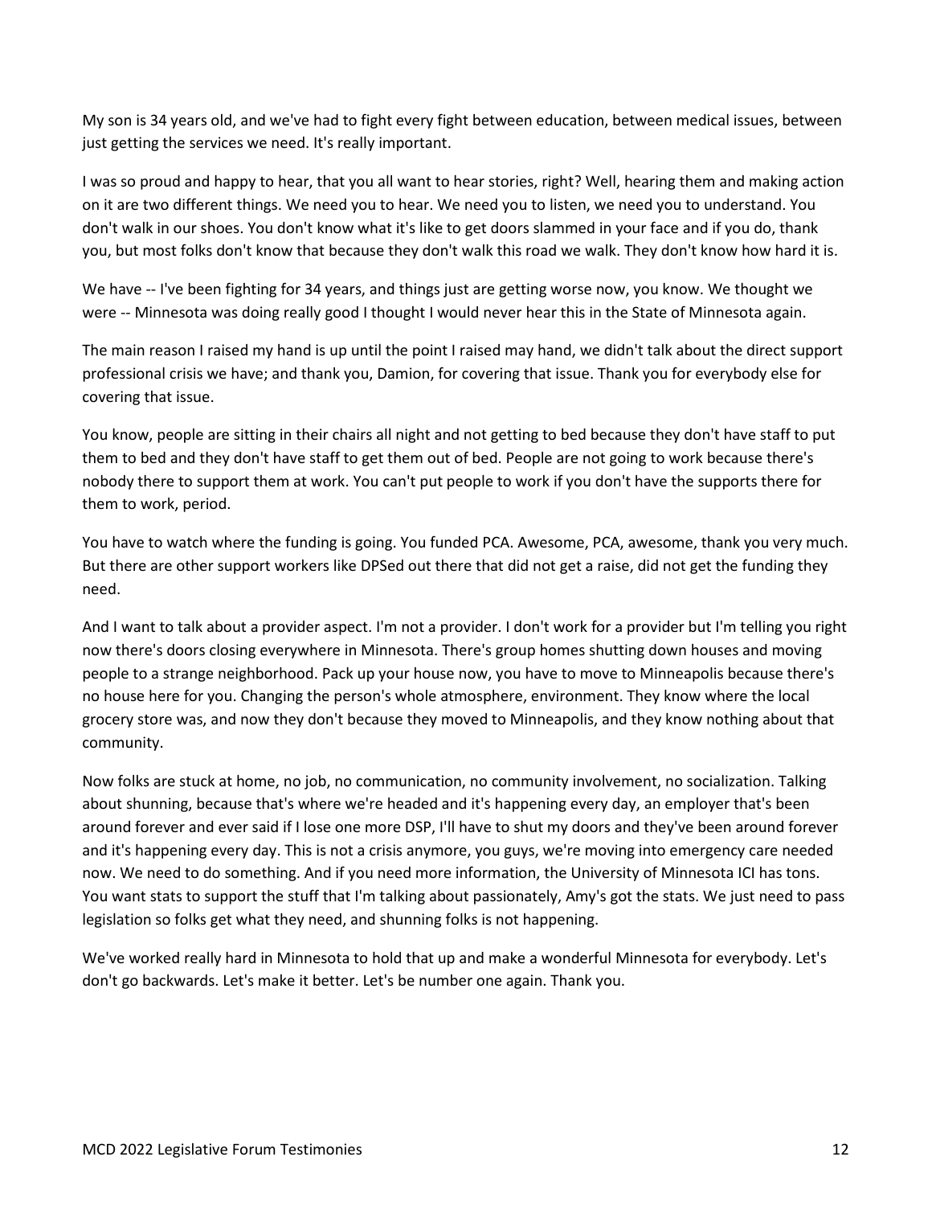My son is 34 years old, and we've had to fight every fight between education, between medical issues, between just getting the services we need. It's really important.

I was so proud and happy to hear, that you all want to hear stories, right? Well, hearing them and making action on it are two different things. We need you to hear. We need you to listen, we need you to understand. You don't walk in our shoes. You don't know what it's like to get doors slammed in your face and if you do, thank you, but most folks don't know that because they don't walk this road we walk. They don't know how hard it is.

We have -- I've been fighting for 34 years, and things just are getting worse now, you know. We thought we were -- Minnesota was doing really good I thought I would never hear this in the State of Minnesota again.

The main reason I raised my hand is up until the point I raised may hand, we didn't talk about the direct support professional crisis we have; and thank you, Damion, for covering that issue. Thank you for everybody else for covering that issue.

You know, people are sitting in their chairs all night and not getting to bed because they don't have staff to put them to bed and they don't have staff to get them out of bed. People are not going to work because there's nobody there to support them at work. You can't put people to work if you don't have the supports there for them to work, period.

You have to watch where the funding is going. You funded PCA. Awesome, PCA, awesome, thank you very much. But there are other support workers like DPSed out there that did not get a raise, did not get the funding they need.

And I want to talk about a provider aspect. I'm not a provider. I don't work for a provider but I'm telling you right now there's doors closing everywhere in Minnesota. There's group homes shutting down houses and moving people to a strange neighborhood. Pack up your house now, you have to move to Minneapolis because there's no house here for you. Changing the person's whole atmosphere, environment. They know where the local grocery store was, and now they don't because they moved to Minneapolis, and they know nothing about that community.

Now folks are stuck at home, no job, no communication, no community involvement, no socialization. Talking about shunning, because that's where we're headed and it's happening every day, an employer that's been around forever and ever said if I lose one more DSP, I'll have to shut my doors and they've been around forever and it's happening every day. This is not a crisis anymore, you guys, we're moving into emergency care needed now. We need to do something. And if you need more information, the University of Minnesota ICI has tons. You want stats to support the stuff that I'm talking about passionately, Amy's got the stats. We just need to pass legislation so folks get what they need, and shunning folks is not happening.

We've worked really hard in Minnesota to hold that up and make a wonderful Minnesota for everybody. Let's don't go backwards. Let's make it better. Let's be number one again. Thank you.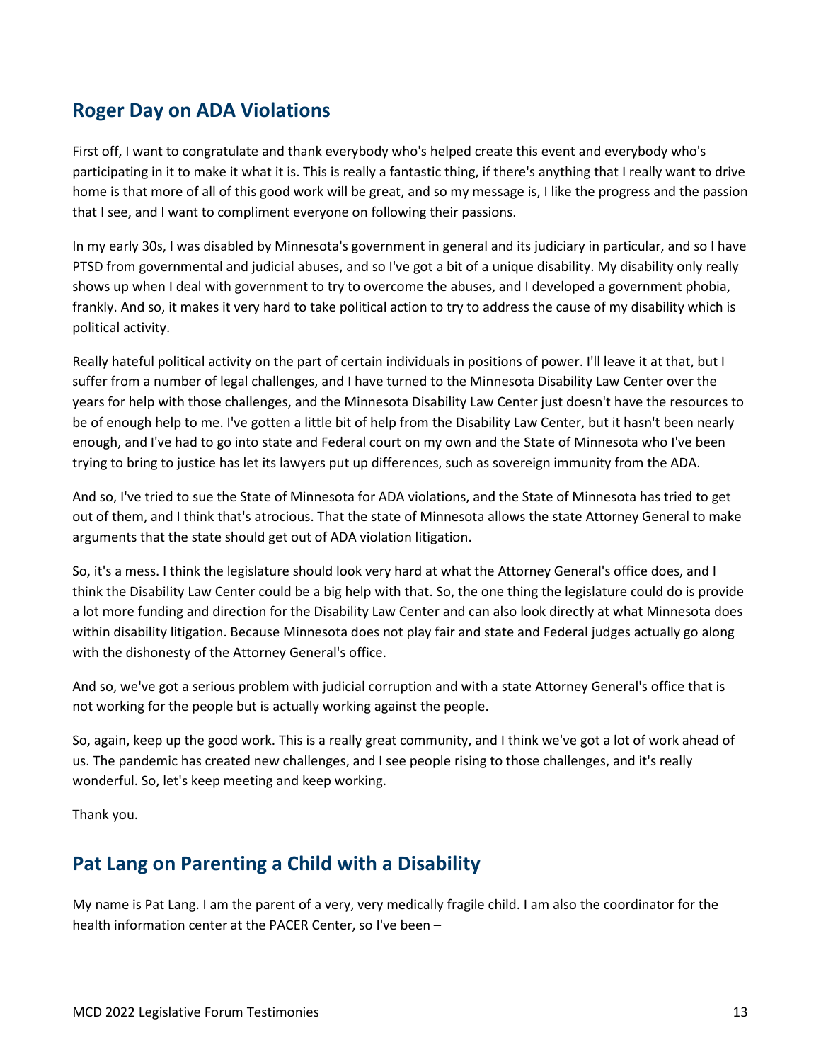## Roger Day on ADA Violations

First off, I want to congratulate and thank everybody who's helped create this event and everybody who's participating in it to make it what it is. This is really a fantastic thing, if there's anything that I really want to drive home is that more of all of this good work will be great, and so my message is, I like the progress and the passion that I see, and I want to compliment everyone on following their passions.

In my early 30s, I was disabled by Minnesota's government in general and its judiciary in particular, and so I have PTSD from governmental and judicial abuses, and so I've got a bit of a unique disability. My disability only really shows up when I deal with government to try to overcome the abuses, and I developed a government phobia, frankly. And so, it makes it very hard to take political action to try to address the cause of my disability which is political activity.

Really hateful political activity on the part of certain individuals in positions of power. I'll leave it at that, but I suffer from a number of legal challenges, and I have turned to the Minnesota Disability Law Center over the years for help with those challenges, and the Minnesota Disability Law Center just doesn't have the resources to be of enough help to me. I've gotten a little bit of help from the Disability Law Center, but it hasn't been nearly enough, and I've had to go into state and Federal court on my own and the State of Minnesota who I've been trying to bring to justice has let its lawyers put up differences, such as sovereign immunity from the ADA.

And so, I've tried to sue the State of Minnesota for ADA violations, and the State of Minnesota has tried to get out of them, and I think that's atrocious. That the state of Minnesota allows the state Attorney General to make arguments that the state should get out of ADA violation litigation.

So, it's a mess. I think the legislature should look very hard at what the Attorney General's office does, and I think the Disability Law Center could be a big help with that. So, the one thing the legislature could do is provide a lot more funding and direction for the Disability Law Center and can also look directly at what Minnesota does within disability litigation. Because Minnesota does not play fair and state and Federal judges actually go along with the dishonesty of the Attorney General's office.

And so, we've got a serious problem with judicial corruption and with a state Attorney General's office that is not working for the people but is actually working against the people.

So, again, keep up the good work. This is a really great community, and I think we've got a lot of work ahead of us. The pandemic has created new challenges, and I see people rising to those challenges, and it's really wonderful. So, let's keep meeting and keep working.

Thank you.

## Pat Lang on Parenting a Child with a Disability

My name is Pat Lang. I am the parent of a very, very medically fragile child. I am also the coordinator for the health information center at the PACER Center, so I've been –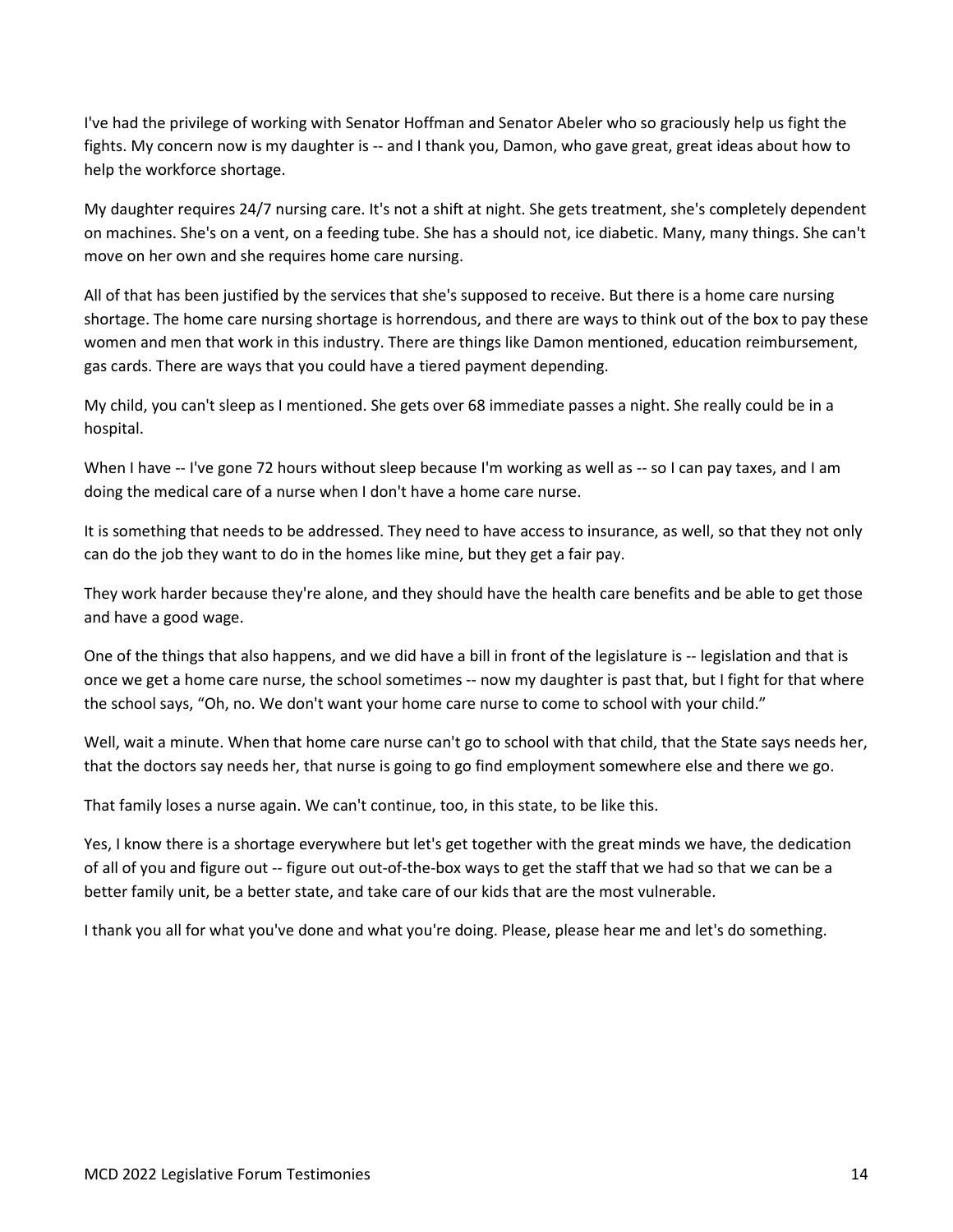I've had the privilege of working with Senator Hoffman and Senator Abeler who so graciously help us fight the fights. My concern now is my daughter is -- and I thank you, Damon, who gave great, great ideas about how to help the workforce shortage.

My daughter requires 24/7 nursing care. It's not a shift at night. She gets treatment, she's completely dependent on machines. She's on a vent, on a feeding tube. She has a should not, ice diabetic. Many, many things. She can't move on her own and she requires home care nursing.

All of that has been justified by the services that she's supposed to receive. But there is a home care nursing shortage. The home care nursing shortage is horrendous, and there are ways to think out of the box to pay these women and men that work in this industry. There are things like Damon mentioned, education reimbursement, gas cards. There are ways that you could have a tiered payment depending.

My child, you can't sleep as I mentioned. She gets over 68 immediate passes a night. She really could be in a hospital.

When I have -- I've gone 72 hours without sleep because I'm working as well as -- so I can pay taxes, and I am doing the medical care of a nurse when I don't have a home care nurse.

It is something that needs to be addressed. They need to have access to insurance, as well, so that they not only can do the job they want to do in the homes like mine, but they get a fair pay.

They work harder because they're alone, and they should have the health care benefits and be able to get those and have a good wage.

One of the things that also happens, and we did have a bill in front of the legislature is -- legislation and that is once we get a home care nurse, the school sometimes -- now my daughter is past that, but I fight for that where the school says, "Oh, no. We don't want your home care nurse to come to school with your child."

Well, wait a minute. When that home care nurse can't go to school with that child, that the State says needs her, that the doctors say needs her, that nurse is going to go find employment somewhere else and there we go.

That family loses a nurse again. We can't continue, too, in this state, to be like this.

Yes, I know there is a shortage everywhere but let's get together with the great minds we have, the dedication of all of you and figure out -- figure out out-of-the-box ways to get the staff that we had so that we can be a better family unit, be a better state, and take care of our kids that are the most vulnerable.

I thank you all for what you've done and what you're doing. Please, please hear me and let's do something.